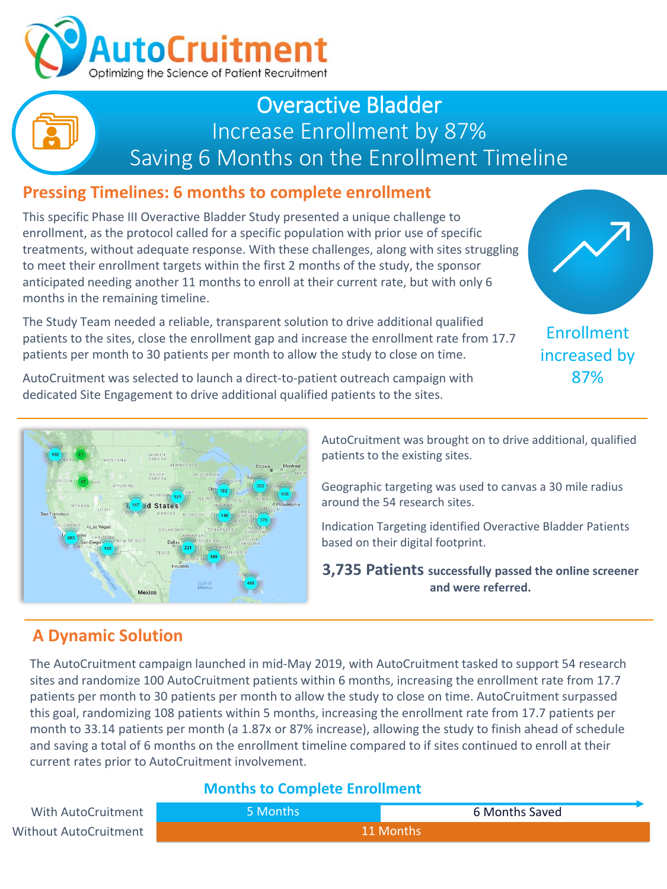# AutoCruitment

Optimizing the Science of Patient Recruitment

## Overactive Bladder

### Increase Enrollment by 87%

### Saving 6 Months on the Enrollment Timeline

## Pressing Timelines: 6 months to complete enrollment

This specific Phase III Overactive Bladder Study presented a unique challenge to enrollment, as the protocol called for a specific population with prior use of specific treatments, without adequate response. With these challenges, along with sites struggling to meet their enrollment targets within the first 2 months of the study, the sponsor anticipated needing another 11 months to enroll at their current rate, but with only 6 months in the remaining timeline.

The Study Team needed a reliable, transparent solution to drive additional qualified patients to the sites, close the enrollment gap and increase the enrollment rate from 17.7 patients per month to 30 patients per month to allow the study to close on time.

AutoCruitment was selected to launch a direct-to-patient outreach campaign with dedicated Site Engagement to drive additional qualified patients to the sites.

Enrollment increased by 87%

AutoCruitment was brought on to drive additional, qualified patients to the existing sites.

Geographic targeting was used to canvas a 30 mile radius around the 54 research sites.

Indication Targeting identified Overactive Bladder Patients based on their digital footprint.

**3,735 Patients successfully passed the online screener and were referred.**

## A Dynamic Solution

The AutoCruitment campaign launched in mid-May 2019, with AutoCruitment tasked to support 54 research sites and randomize 100 AutoCruitment patients within 6 months, increasing the enrollment rate from 17.7 patients per month to 30 patients per month to allow the study to close on time. AutoCruitment surpassed this goal, randomizing 108 patients within 5 months, increasing the enrollment rate from 17.7 patients per month to 33.14 patients per month (a 1.87x or 87% increase), allowing the study to finish ahead of schedule and saving a total of 6 months on the enrollment timeline compared to if sites continued to enroll at their current rates prior to AutoCruitment involvement.

### Months to Complete Enrollment

| | | |
|---|---|---|
| With AutoCruitment | 5 Months | 6 Months Saved |
| Without AutoCruitment | 11 Months | |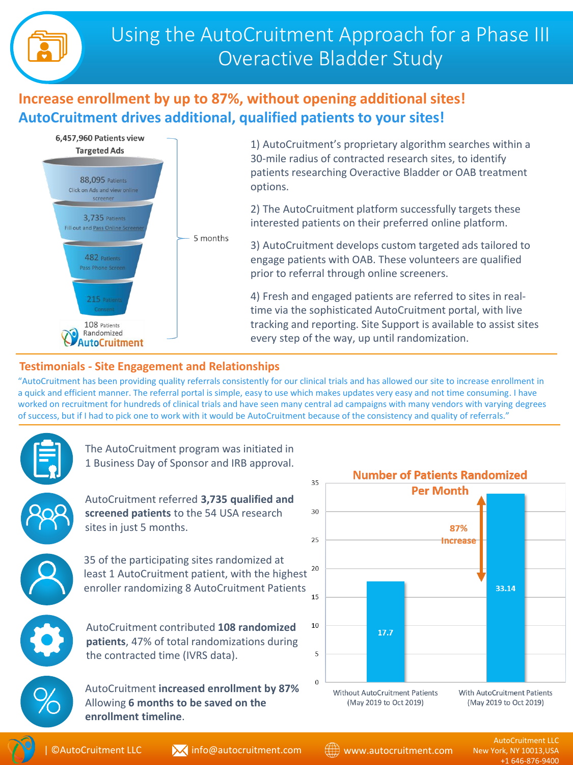# Using the AutoCruitment Approach for a Phase III Overactive Bladder Study

## Increase enrollment by up to 87%, without opening additional sites!

## AutoCruitment drives additional, qualified patients to your sites!

6,457,960 Patients view Targeted Ads

88,095 Patients Click on Ads and view online screener

3,735 Patients Fill out and Pass Online Screener

482 Patients Pass Phone Screen

215 Patients Consent

108 Patients Randomized

AutoCruitment

5 months

1) AutoCruitment's proprietary algorithm searches within a 30-mile radius of contracted research sites, to identify patients researching Overactive Bladder or OAB treatment options.

2) The AutoCruitment platform successfully targets these interested patients on their preferred online platform.

3) AutoCruitment develops custom targeted ads tailored to engage patients with OAB. These volunteers are qualified prior to referral through online screeners.

4) Fresh and engaged patients are referred to sites in real-time via the sophisticated AutoCruitment portal, with live tracking and reporting. Site Support is available to assist sites every step of the way, up until randomization.

## Testimonials - Site Engagement and Relationships

"AutoCruitment has been providing quality referrals consistently for our clinical trials and has allowed our site to increase enrollment in a quick and efficient manner. The referral portal is simple, easy to use which makes updates very easy and not time consuming. I have worked on recruitment for hundreds of clinical trials and have seen many central ad campaigns with many vendors with varying degrees of success, but if I had to pick one to work with it would be AutoCruitment because of the consistency and quality of referrals."

The AutoCruitment program was initiated in 1 Business Day of Sponsor and IRB approval.

AutoCruitment referred **3,735 qualified and screened patients** to the 54 USA research sites in just 5 months.

35 of the participating sites randomized at least 1 AutoCruitment patient, with the highest enroller randomizing 8 AutoCruitment Patients

AutoCruitment contributed **108 randomized patients**, 47% of total randomizations during the contracted time (IVRS data).

AutoCruitment **increased enrollment by 87%** Allowing **6 months to be saved on the enrollment timeline**.

**Number of Patients Randomized Per Month**

0
5
10
15
20
25
30
35

17.7
33.14
87% Increase

Without AutoCruitment Patients (May 2019 to Oct 2019)
With AutoCruitment Patients (May 2019 to Oct 2019)

| ©AutoCruitment LLC | info@autocruitment.com | www.autocruitment.com | AutoCruitment LLC New York, NY 10013,USA +1 646-876-9400